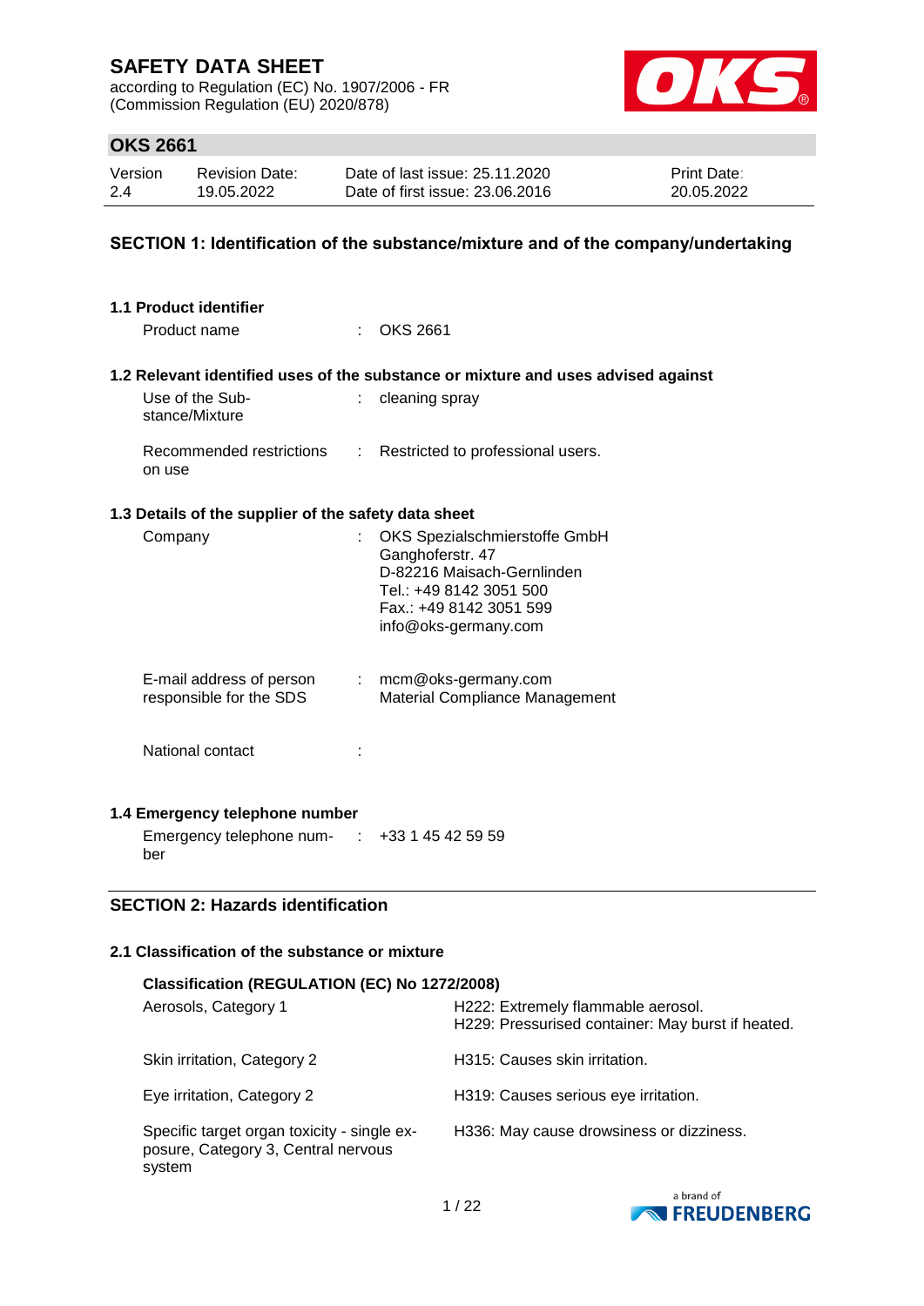# SAFETY DATA SHEET

according to Regulation (EC) No. 1907/2006 - FR
(Commission Regulation (EU) 2020/878)

## OKS 2661

| Version | Revision Date: | Date of last issue: 25.11.2020 | Print Date: |
|---|---|---|---|
| 2.4 | 19.05.2022 | Date of first issue: 23.06.2016 | 20.05.2022 |

## SECTION 1: Identification of the substance/mixture and of the company/undertaking

### 1.1 Product identifier

Product name : OKS 2661

### 1.2 Relevant identified uses of the substance or mixture and uses advised against

Use of the Substance/Mixture : cleaning spray

Recommended restrictions on use : Restricted to professional users.

### 1.3 Details of the supplier of the safety data sheet

Company : OKS Spezialschmierstoffe GmbH
Ganghoferstr. 47
D-82216 Maisach-Gernlinden
Tel.: +49 8142 3051 500
Fax.: +49 8142 3051 599
info@oks-germany.com

E-mail address of person responsible for the SDS : mcm@oks-germany.com
Material Compliance Management

National contact :

### 1.4 Emergency telephone number

Emergency telephone number : +33 1 45 42 59 59

## SECTION 2: Hazards identification

### 2.1 Classification of the substance or mixture

**Classification (REGULATION (EC) No 1272/2008)**

| | |
|---|---|
| Aerosols, Category 1 | H222: Extremely flammable aerosol.<br>H229: Pressurised container: May burst if heated. |
| Skin irritation, Category 2 | H315: Causes skin irritation. |
| Eye irritation, Category 2 | H319: Causes serious eye irritation. |
| Specific target organ toxicity - single exposure, Category 3, Central nervous system | H336: May cause drowsiness or dizziness. |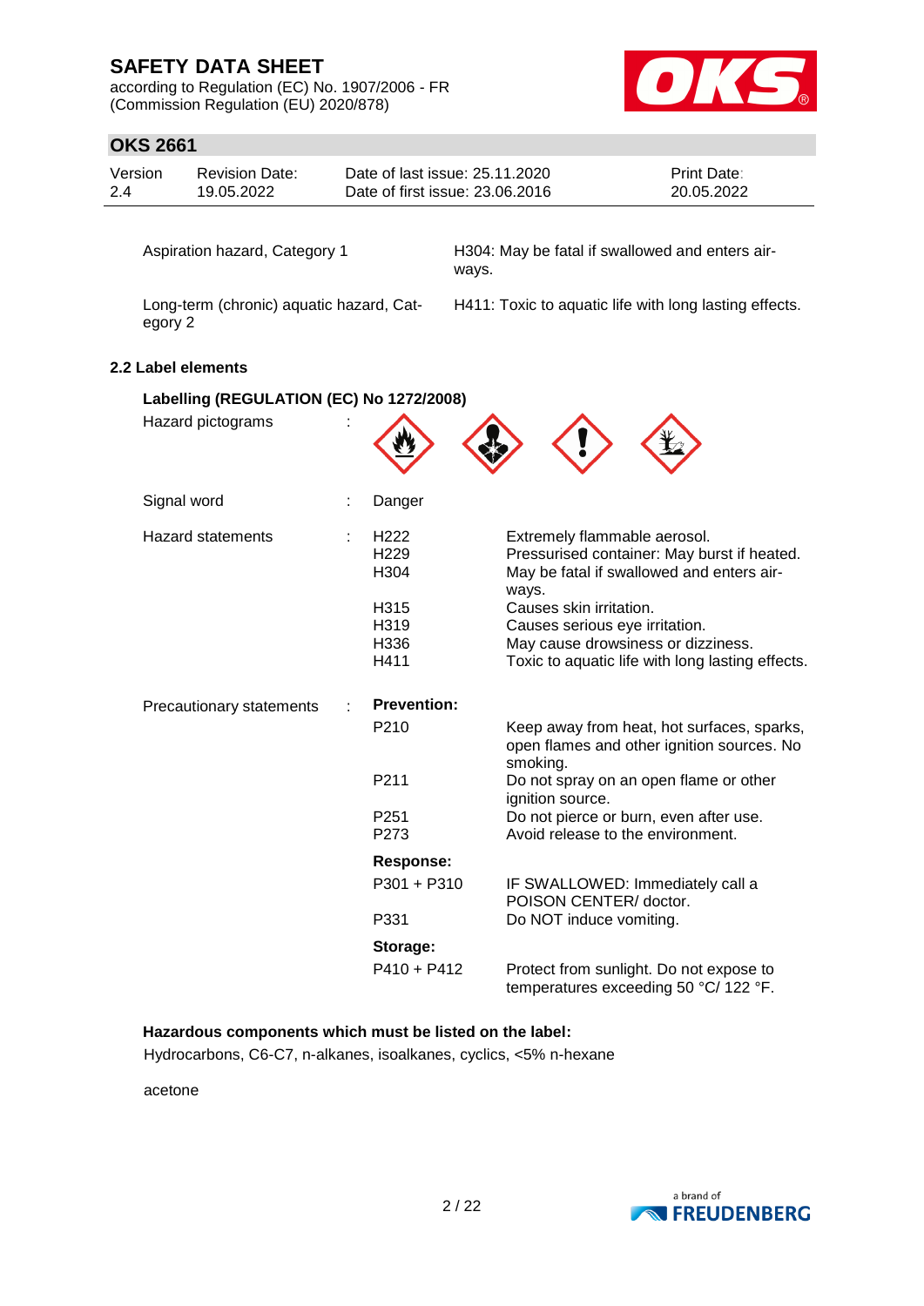| | |
|---|---|
| Aspiration hazard, Category 1 | H304: May be fatal if swallowed and enters airways. |
| Long-term (chronic) aquatic hazard, Category 2 | H411: Toxic to aquatic life with long lasting effects. |

**2.2 Label elements**

**Labelling (REGULATION (EC) No 1272/2008)**

Hazard pictograms :

Signal word : Danger

| | | |
|---|---|---|
| Hazard statements : | H222 | Extremely flammable aerosol. |
| | H229 | Pressurised container: May burst if heated. |
| | H304 | May be fatal if swallowed and enters airways. |
| | H315 | Causes skin irritation. |
| | H319 | Causes serious eye irritation. |
| | H336 | May cause drowsiness or dizziness. |
| | H411 | Toxic to aquatic life with long lasting effects. |

| | | |
|---|---|---|
| Precautionary statements : | **Prevention:** | |
| | P210 | Keep away from heat, hot surfaces, sparks, open flames and other ignition sources. No smoking. |
| | P211 | Do not spray on an open flame or other ignition source. |
| | P251 | Do not pierce or burn, even after use. |
| | P273 | Avoid release to the environment. |
| | **Response:** | |
| | P301 + P310 | IF SWALLOWED: Immediately call a POISON CENTER/ doctor. |
| | P331 | Do NOT induce vomiting. |
| | **Storage:** | |
| | P410 + P412 | Protect from sunlight. Do not expose to temperatures exceeding 50 °C/ 122 °F. |

**Hazardous components which must be listed on the label:**

Hydrocarbons, C6-C7, n-alkanes, isoalkanes, cyclics, <5% n-hexane

acetone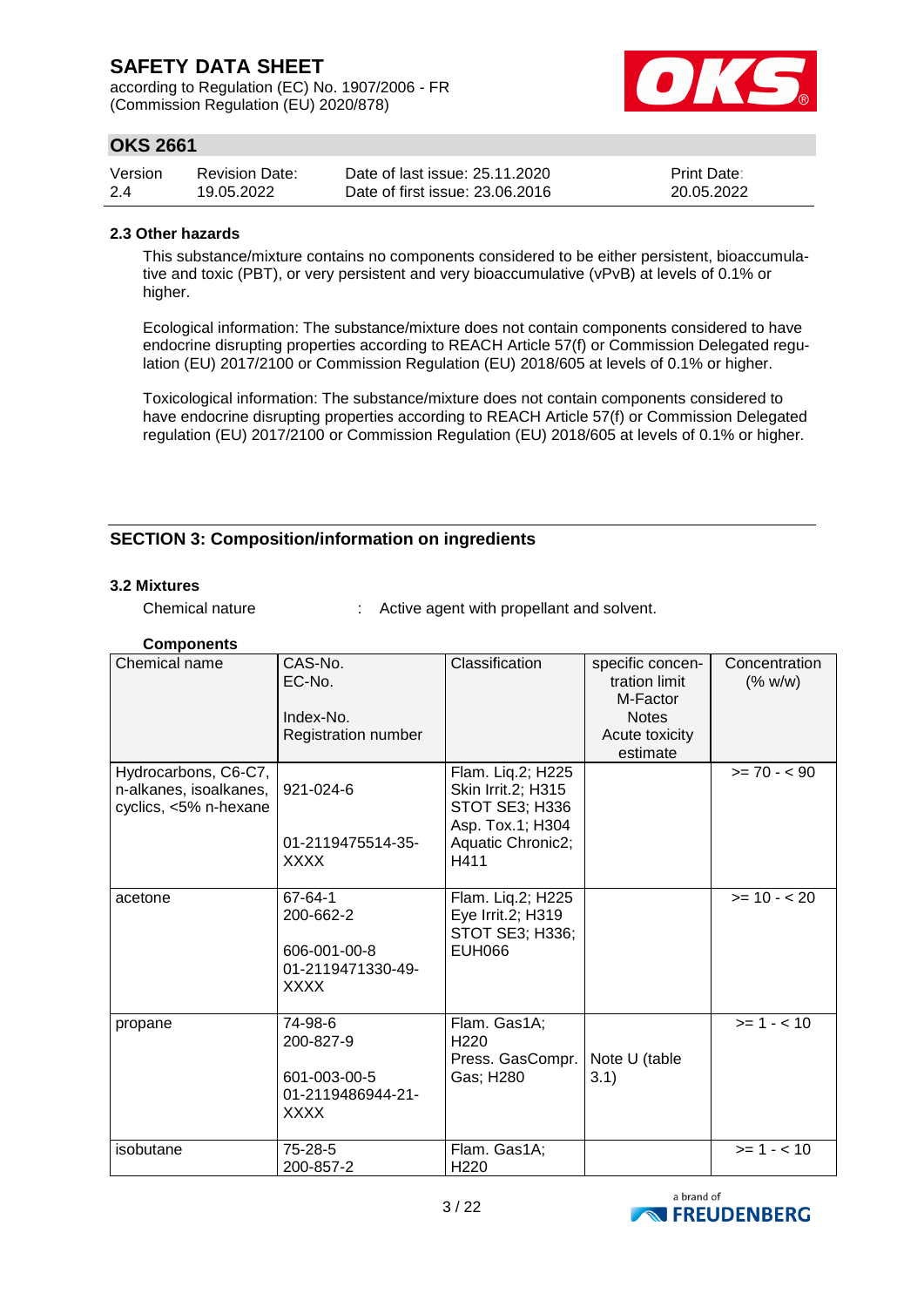### 2.3 Other hazards

This substance/mixture contains no components considered to be either persistent, bioaccumulative and toxic (PBT), or very persistent and very bioaccumulative (vPvB) at levels of 0.1% or higher.

Ecological information: The substance/mixture does not contain components considered to have endocrine disrupting properties according to REACH Article 57(f) or Commission Delegated regulation (EU) 2017/2100 or Commission Regulation (EU) 2018/605 at levels of 0.1% or higher.

Toxicological information: The substance/mixture does not contain components considered to have endocrine disrupting properties according to REACH Article 57(f) or Commission Delegated regulation (EU) 2017/2100 or Commission Regulation (EU) 2018/605 at levels of 0.1% or higher.

## SECTION 3: Composition/information on ingredients

### 3.2 Mixtures

Chemical nature : Active agent with propellant and solvent.

**Components**

| Chemical name | CAS-No.<br>EC-No.<br>Index-No.<br>Registration number | Classification | specific concentration limit<br>M-Factor<br>Notes<br>Acute toxicity estimate | Concentration (% w/w) |
|---|---|---|---|---|
| Hydrocarbons, C6-C7, n-alkanes, isoalkanes, cyclics, <5% n-hexane | 921-024-6<br>01-2119475514-35-XXXX | Flam. Liq.2; H225<br>Skin Irrit.2; H315<br>STOT SE3; H336<br>Asp. Tox.1; H304<br>Aquatic Chronic2; H411 | | >= 70 - < 90 |
| acetone | 67-64-1<br>200-662-2<br>606-001-00-8<br>01-2119471330-49-XXXX | Flam. Liq.2; H225<br>Eye Irrit.2; H319<br>STOT SE3; H336;<br>EUH066 | | >= 10 - < 20 |
| propane | 74-98-6<br>200-827-9<br>601-003-00-5<br>01-2119486944-21-XXXX | Flam. Gas1A; H220<br>Press. GasCompr. Gas; H280 | Note U (table 3.1) | >= 1 - < 10 |
| isobutane | 75-28-5<br>200-857-2 | Flam. Gas1A; H220 | | >= 1 - < 10 |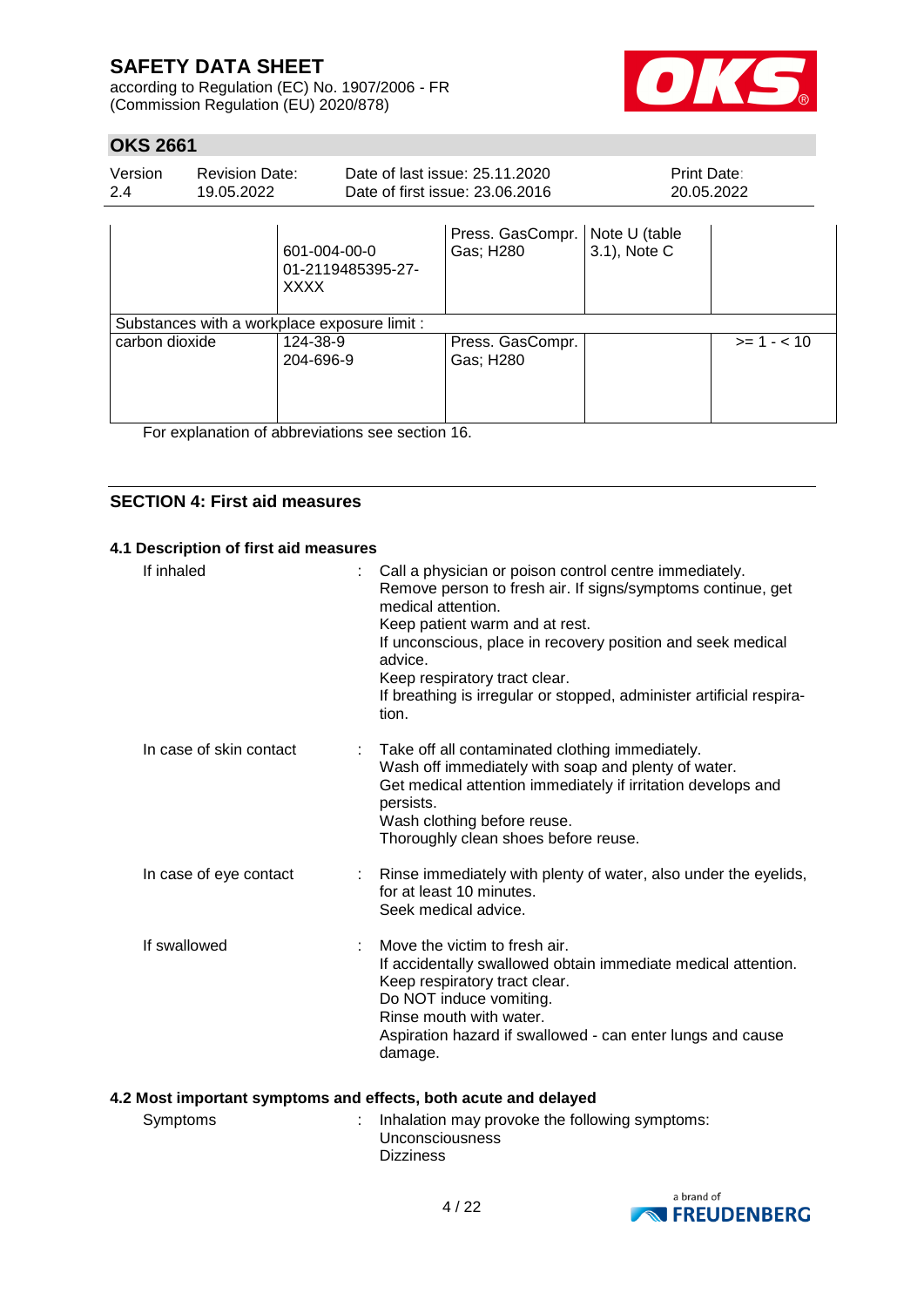| | | | | |
|---|---|---|---|---|
| | 601-004-00-0<br>01-2119485395-27-XXXX | Press. GasCompr. Gas; H280 | Note U (table 3.1), Note C | |
| Substances with a workplace exposure limit : | | | | |
| carbon dioxide | 124-38-9<br>204-696-9 | Press. GasCompr. Gas; H280 | | >= 1 - < 10 |

For explanation of abbreviations see section 16.

## SECTION 4: First aid measures

### 4.1 Description of first aid measures

If inhaled : Call a physician or poison control centre immediately.
Remove person to fresh air. If signs/symptoms continue, get medical attention.
Keep patient warm and at rest.
If unconscious, place in recovery position and seek medical advice.
Keep respiratory tract clear.
If breathing is irregular or stopped, administer artificial respiration.

In case of skin contact : Take off all contaminated clothing immediately.
Wash off immediately with soap and plenty of water.
Get medical attention immediately if irritation develops and persists.
Wash clothing before reuse.
Thoroughly clean shoes before reuse.

In case of eye contact : Rinse immediately with plenty of water, also under the eyelids, for at least 10 minutes.
Seek medical advice.

If swallowed : Move the victim to fresh air.
If accidentally swallowed obtain immediate medical attention.
Keep respiratory tract clear.
Do NOT induce vomiting.
Rinse mouth with water.
Aspiration hazard if swallowed - can enter lungs and cause damage.

### 4.2 Most important symptoms and effects, both acute and delayed

Symptoms : Inhalation may provoke the following symptoms:
Unconsciousness
Dizziness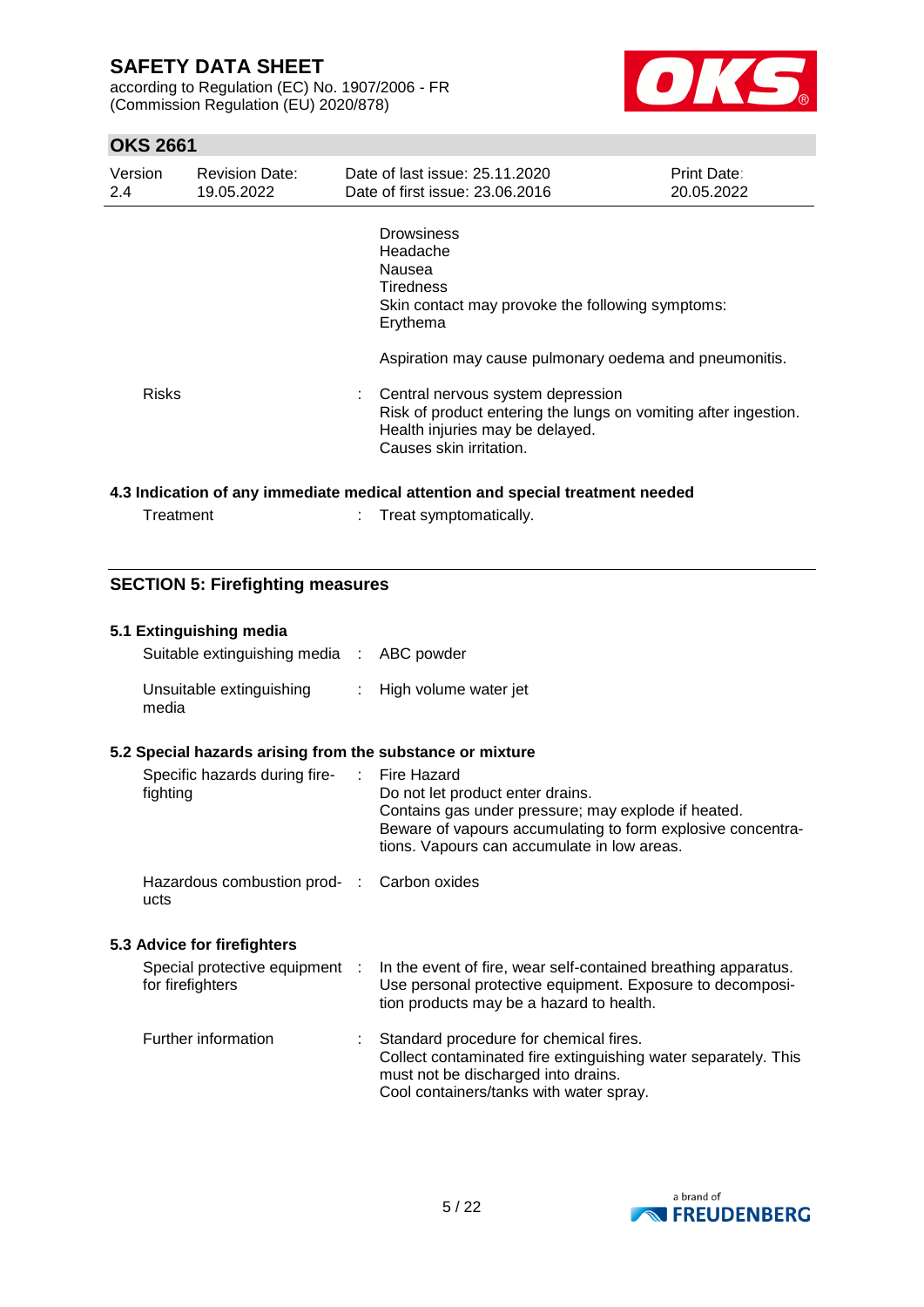Drowsiness
Headache
Nausea
Tiredness
Skin contact may provoke the following symptoms:
Erythema

Aspiration may cause pulmonary oedema and pneumonitis.

| | | |
|---|---|---|
| Risks | : | Central nervous system depression<br>Risk of product entering the lungs on vomiting after ingestion.<br>Health injuries may be delayed.<br>Causes skin irritation. |

### 4.3 Indication of any immediate medical attention and special treatment needed

| | | |
|---|---|---|
| Treatment | : | Treat symptomatically. |

## SECTION 5: Firefighting measures

### 5.1 Extinguishing media

| | | |
|---|---|---|
| Suitable extinguishing media | : | ABC powder |
| Unsuitable extinguishing media | : | High volume water jet |

### 5.2 Special hazards arising from the substance or mixture

| | | |
|---|---|---|
| Specific hazards during fire-fighting | : | Fire Hazard<br>Do not let product enter drains.<br>Contains gas under pressure; may explode if heated.<br>Beware of vapours accumulating to form explosive concentrations. Vapours can accumulate in low areas. |
| Hazardous combustion products | : | Carbon oxides |

### 5.3 Advice for firefighters

| | | |
|---|---|---|
| Special protective equipment for firefighters | : | In the event of fire, wear self-contained breathing apparatus.<br>Use personal protective equipment. Exposure to decomposition products may be a hazard to health. |
| Further information | : | Standard procedure for chemical fires.<br>Collect contaminated fire extinguishing water separately. This must not be discharged into drains.<br>Cool containers/tanks with water spray. |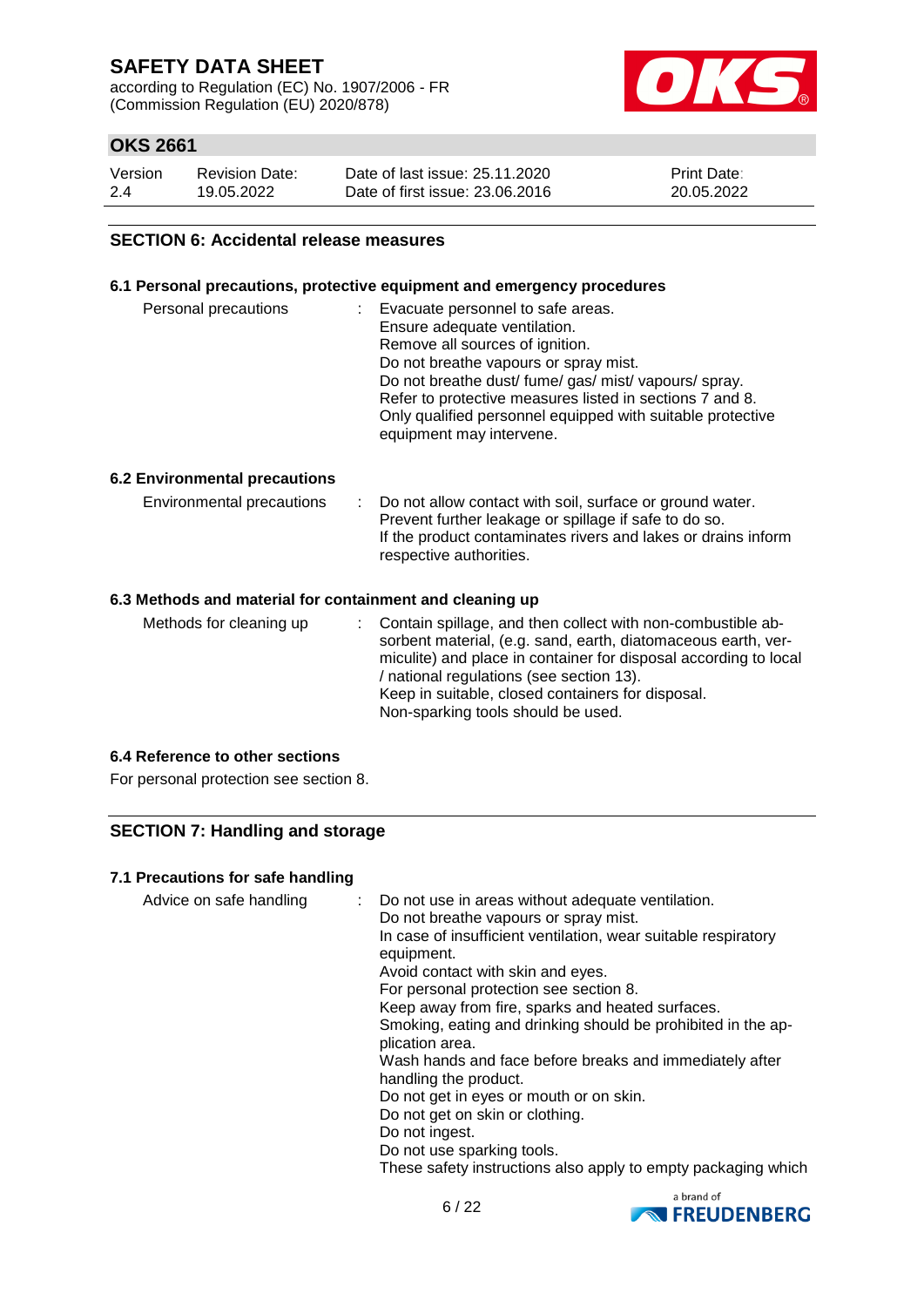## SECTION 6: Accidental release measures

### 6.1 Personal precautions, protective equipment and emergency procedures

| | | |
|---|---|---|
| Personal precautions | : | Evacuate personnel to safe areas.<br>Ensure adequate ventilation.<br>Remove all sources of ignition.<br>Do not breathe vapours or spray mist.<br>Do not breathe dust/ fume/ gas/ mist/ vapours/ spray.<br>Refer to protective measures listed in sections 7 and 8.<br>Only qualified personnel equipped with suitable protective equipment may intervene. |

### 6.2 Environmental precautions

| | | |
|---|---|---|
| Environmental precautions | : | Do not allow contact with soil, surface or ground water.<br>Prevent further leakage or spillage if safe to do so.<br>If the product contaminates rivers and lakes or drains inform respective authorities. |

### 6.3 Methods and material for containment and cleaning up

| | | |
|---|---|---|
| Methods for cleaning up | : | Contain spillage, and then collect with non-combustible absorbent material, (e.g. sand, earth, diatomaceous earth, vermiculite) and place in container for disposal according to local / national regulations (see section 13).<br>Keep in suitable, closed containers for disposal.<br>Non-sparking tools should be used. |

### 6.4 Reference to other sections

For personal protection see section 8.

## SECTION 7: Handling and storage

### 7.1 Precautions for safe handling

| | | |
|---|---|---|
| Advice on safe handling | : | Do not use in areas without adequate ventilation.<br>Do not breathe vapours or spray mist.<br>In case of insufficient ventilation, wear suitable respiratory equipment.<br>Avoid contact with skin and eyes.<br>For personal protection see section 8.<br>Keep away from fire, sparks and heated surfaces.<br>Smoking, eating and drinking should be prohibited in the application area.<br>Wash hands and face before breaks and immediately after handling the product.<br>Do not get in eyes or mouth or on skin.<br>Do not get on skin or clothing.<br>Do not ingest.<br>Do not use sparking tools.<br>These safety instructions also apply to empty packaging which |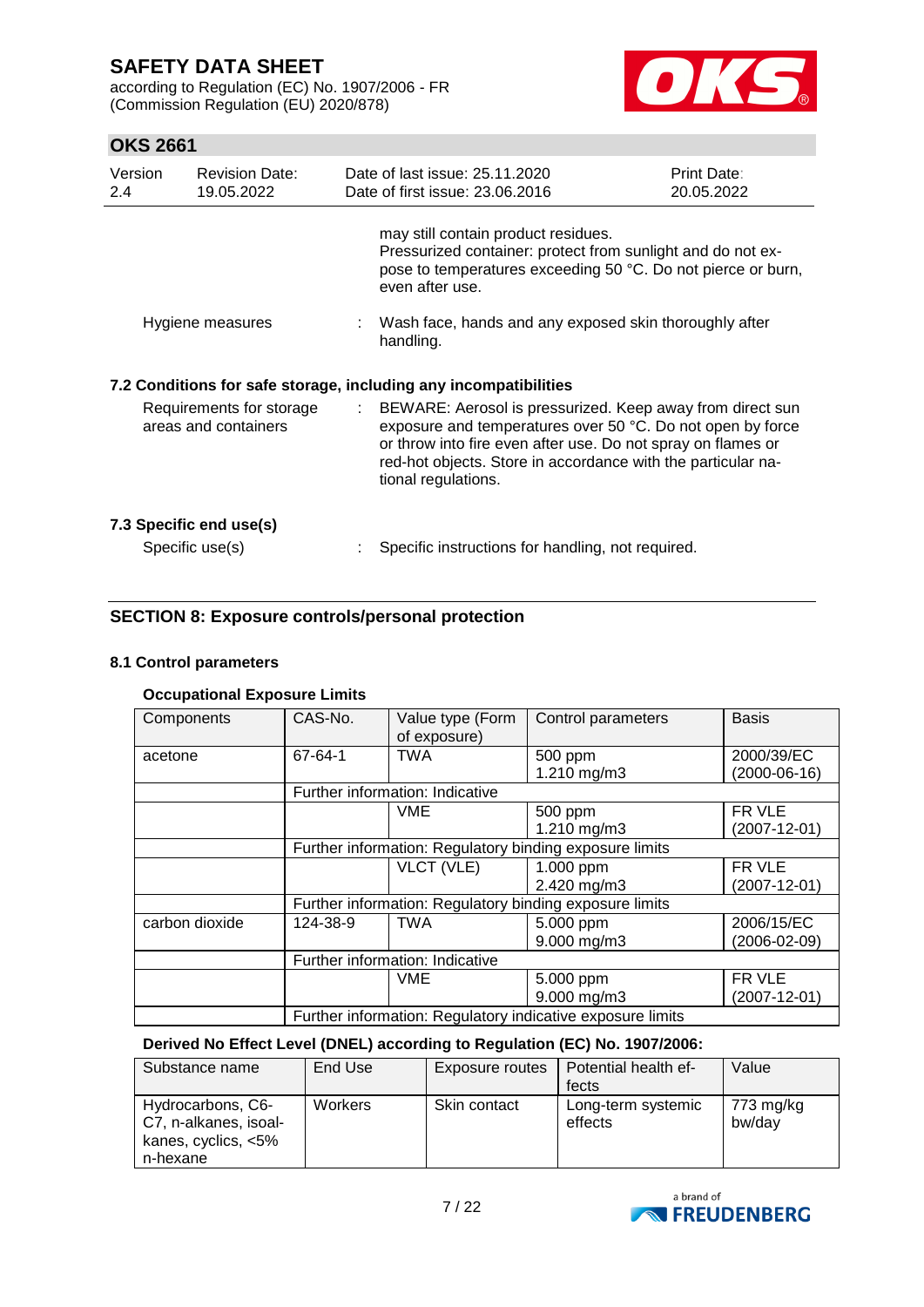may still contain product residues.
Pressurized container: protect from sunlight and do not expose to temperatures exceeding 50 °C. Do not pierce or burn, even after use.

Hygiene measures : Wash face, hands and any exposed skin thoroughly after handling.

### 7.2 Conditions for safe storage, including any incompatibilities

Requirements for storage areas and containers : BEWARE: Aerosol is pressurized. Keep away from direct sun exposure and temperatures over 50 °C. Do not open by force or throw into fire even after use. Do not spray on flames or red-hot objects. Store in accordance with the particular national regulations.

### 7.3 Specific end use(s)

Specific use(s) : Specific instructions for handling, not required.

## SECTION 8: Exposure controls/personal protection

### 8.1 Control parameters

**Occupational Exposure Limits**

| Components | CAS-No. | Value type (Form of exposure) | Control parameters | Basis |
|---|---|---|---|---|
| acetone | 67-64-1 | TWA | 500 ppm<br>1.210 mg/m3 | 2000/39/EC (2000-06-16) |
| | Further information: Indicative | | | |
| | | VME | 500 ppm<br>1.210 mg/m3 | FR VLE (2007-12-01) |
| | Further information: Regulatory binding exposure limits | | | |
| | | VLCT (VLE) | 1.000 ppm<br>2.420 mg/m3 | FR VLE (2007-12-01) |
| | Further information: Regulatory binding exposure limits | | | |
| carbon dioxide | 124-38-9 | TWA | 5.000 ppm<br>9.000 mg/m3 | 2006/15/EC (2006-02-09) |
| | Further information: Indicative | | | |
| | | VME | 5.000 ppm<br>9.000 mg/m3 | FR VLE (2007-12-01) |
| | Further information: Regulatory indicative exposure limits | | | |

**Derived No Effect Level (DNEL) according to Regulation (EC) No. 1907/2006:**

| Substance name | End Use | Exposure routes | Potential health effects | Value |
|---|---|---|---|---|
| Hydrocarbons, C6-C7, n-alkanes, isoalkanes, cyclics, <5% n-hexane | Workers | Skin contact | Long-term systemic effects | 773 mg/kg bw/day |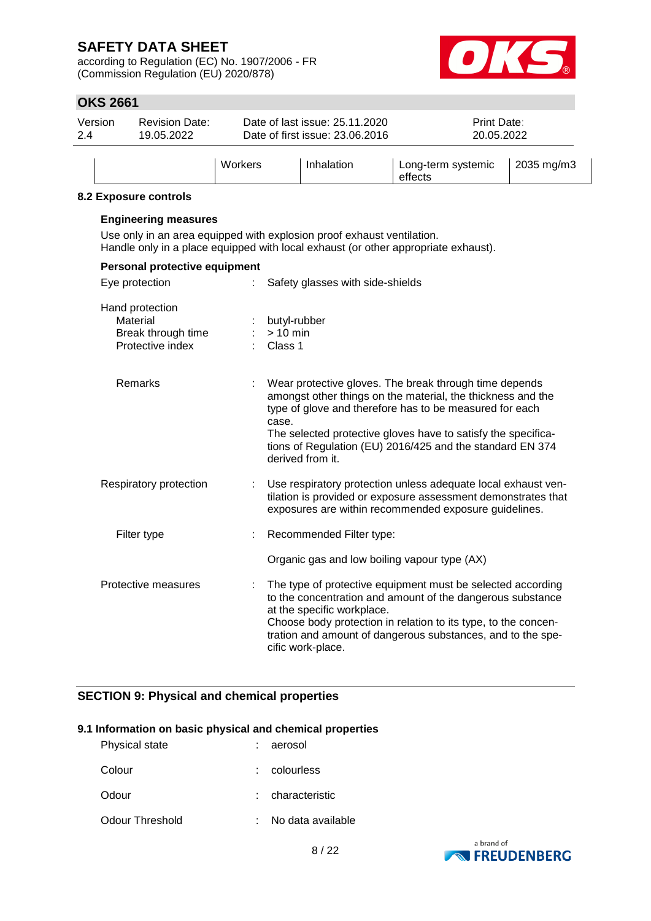| | | | | |
|---|---|---|---|---|
| | Workers | Inhalation | Long-term systemic effects | 2035 mg/m3 |

### 8.2 Exposure controls

**Engineering measures**

Use only in an area equipped with explosion proof exhaust ventilation.
Handle only in a place equipped with local exhaust (or other appropriate exhaust).

**Personal protective equipment**

Eye protection : Safety glasses with side-shields

Hand protection
- Material : butyl-rubber
- Break through time : > 10 min
- Protective index : Class 1

Remarks : Wear protective gloves. The break through time depends amongst other things on the material, the thickness and the type of glove and therefore has to be measured for each case.
The selected protective gloves have to satisfy the specifications of Regulation (EU) 2016/425 and the standard EN 374 derived from it.

Respiratory protection : Use respiratory protection unless adequate local exhaust ventilation is provided or exposure assessment demonstrates that exposures are within recommended exposure guidelines.

Filter type : Recommended Filter type:

Organic gas and low boiling vapour type (AX)

Protective measures : The type of protective equipment must be selected according to the concentration and amount of the dangerous substance at the specific workplace.
Choose body protection in relation to its type, to the concentration and amount of dangerous substances, and to the specific work-place.

## SECTION 9: Physical and chemical properties

### 9.1 Information on basic physical and chemical properties

Physical state : aerosol

Colour : colourless

Odour : characteristic

Odour Threshold : No data available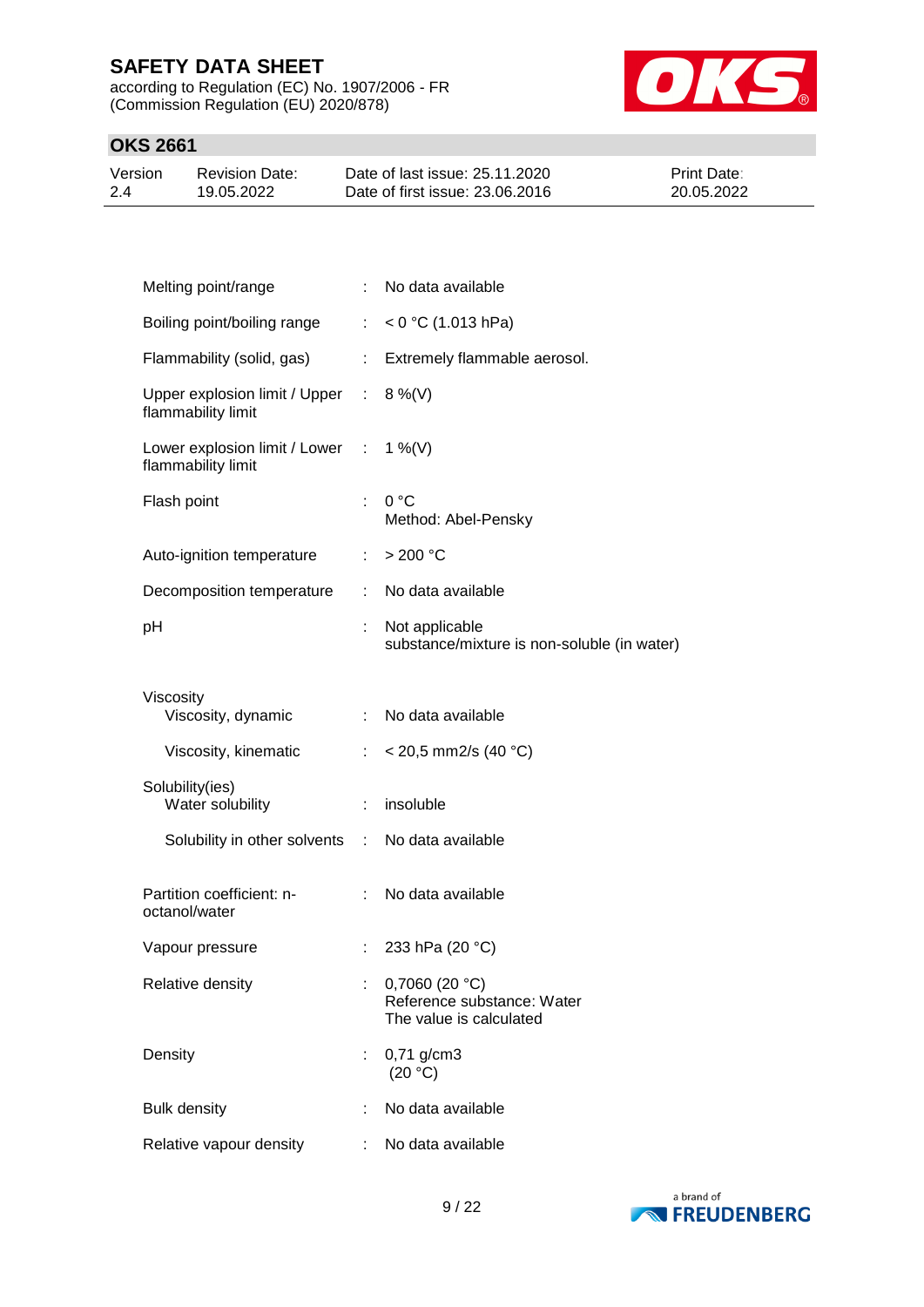| | | |
|---|---|---|
| Melting point/range | : | No data available |
| Boiling point/boiling range | : | < 0 °C (1.013 hPa) |
| Flammability (solid, gas) | : | Extremely flammable aerosol. |
| Upper explosion limit / Upper flammability limit | : | 8 %(V) |
| Lower explosion limit / Lower flammability limit | : | 1 %(V) |
| Flash point | : | 0 °C<br>Method: Abel-Pensky |
| Auto-ignition temperature | : | > 200 °C |
| Decomposition temperature | : | No data available |
| pH | : | Not applicable<br>substance/mixture is non-soluble (in water) |
| Viscosity | | |
| Viscosity, dynamic | : | No data available |
| Viscosity, kinematic | : | < 20,5 mm2/s (40 °C) |
| Solubility(ies) | | |
| Water solubility | : | insoluble |
| Solubility in other solvents | : | No data available |
| Partition coefficient: n-octanol/water | : | No data available |
| Vapour pressure | : | 233 hPa (20 °C) |
| Relative density | : | 0,7060 (20 °C)<br>Reference substance: Water<br>The value is calculated |
| Density | : | 0,71 g/cm3<br>(20 °C) |
| Bulk density | : | No data available |
| Relative vapour density | : | No data available |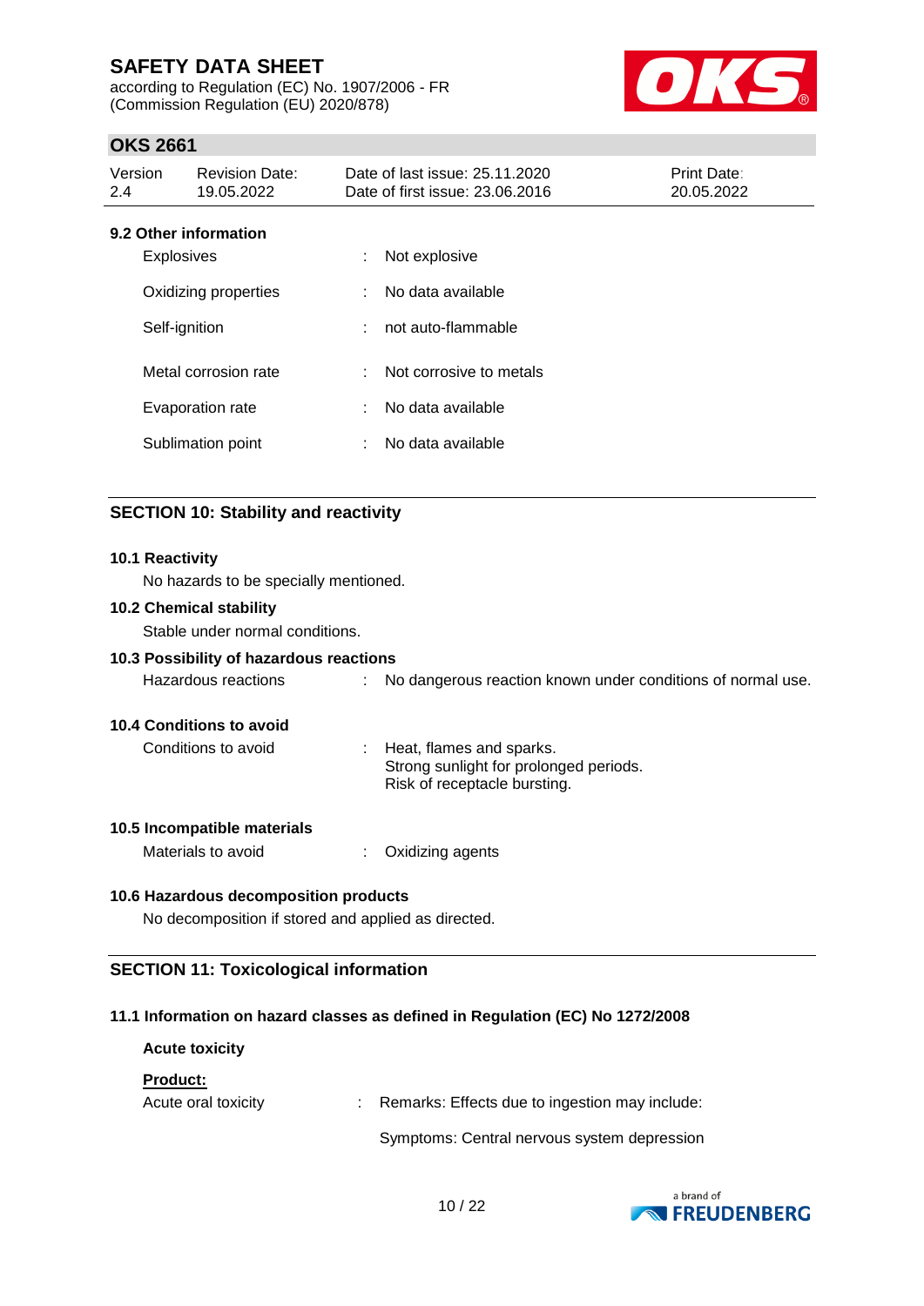### 9.2 Other information

| | | |
|---|---|---|
| Explosives | : | Not explosive |
| Oxidizing properties | : | No data available |
| Self-ignition | : | not auto-flammable |
| Metal corrosion rate | : | Not corrosive to metals |
| Evaporation rate | : | No data available |
| Sublimation point | : | No data available |

## SECTION 10: Stability and reactivity

### 10.1 Reactivity

No hazards to be specially mentioned.

### 10.2 Chemical stability

Stable under normal conditions.

### 10.3 Possibility of hazardous reactions

| | | |
|---|---|---|
| Hazardous reactions | : | No dangerous reaction known under conditions of normal use. |

### 10.4 Conditions to avoid

| | | |
|---|---|---|
| Conditions to avoid | : | Heat, flames and sparks.<br>Strong sunlight for prolonged periods.<br>Risk of receptacle bursting. |

### 10.5 Incompatible materials

| | | |
|---|---|---|
| Materials to avoid | : | Oxidizing agents |

### 10.6 Hazardous decomposition products

No decomposition if stored and applied as directed.

## SECTION 11: Toxicological information

### 11.1 Information on hazard classes as defined in Regulation (EC) No 1272/2008

**Acute toxicity**

**Product:**

| | | |
|---|---|---|
| Acute oral toxicity | : | Remarks: Effects due to ingestion may include:<br><br>Symptoms: Central nervous system depression |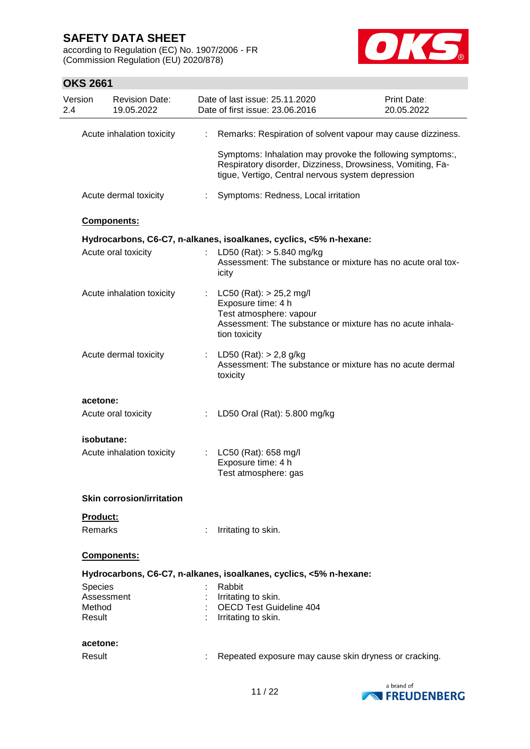Acute inhalation toxicity : Remarks: Respiration of solvent vapour may cause dizziness.

Symptoms: Inhalation may provoke the following symptoms:, Respiratory disorder, Dizziness, Drowsiness, Vomiting, Fatigue, Vertigo, Central nervous system depression

Acute dermal toxicity : Symptoms: Redness, Local irritation

**Components:**

**Hydrocarbons, C6-C7, n-alkanes, isoalkanes, cyclics, <5% n-hexane:**

| | |
|---|---|
| Acute oral toxicity | : LD50 (Rat): > 5.840 mg/kg<br>Assessment: The substance or mixture has no acute oral toxicity |
| Acute inhalation toxicity | : LC50 (Rat): > 25,2 mg/l<br>Exposure time: 4 h<br>Test atmosphere: vapour<br>Assessment: The substance or mixture has no acute inhalation toxicity |
| Acute dermal toxicity | : LD50 (Rat): > 2,8 g/kg<br>Assessment: The substance or mixture has no acute dermal toxicity |

**acetone:**

| | |
|---|---|
| Acute oral toxicity | : LD50 Oral (Rat): 5.800 mg/kg |

**isobutane:**

| | |
|---|---|
| Acute inhalation toxicity | : LC50 (Rat): 658 mg/l<br>Exposure time: 4 h<br>Test atmosphere: gas |

**Skin corrosion/irritation**

**Product:**

Remarks : Irritating to skin.

**Components:**

**Hydrocarbons, C6-C7, n-alkanes, isoalkanes, cyclics, <5% n-hexane:**

| | |
|---|---|
| Species | : Rabbit |
| Assessment | : Irritating to skin. |
| Method | : OECD Test Guideline 404 |
| Result | : Irritating to skin. |

**acetone:**

Result : Repeated exposure may cause skin dryness or cracking.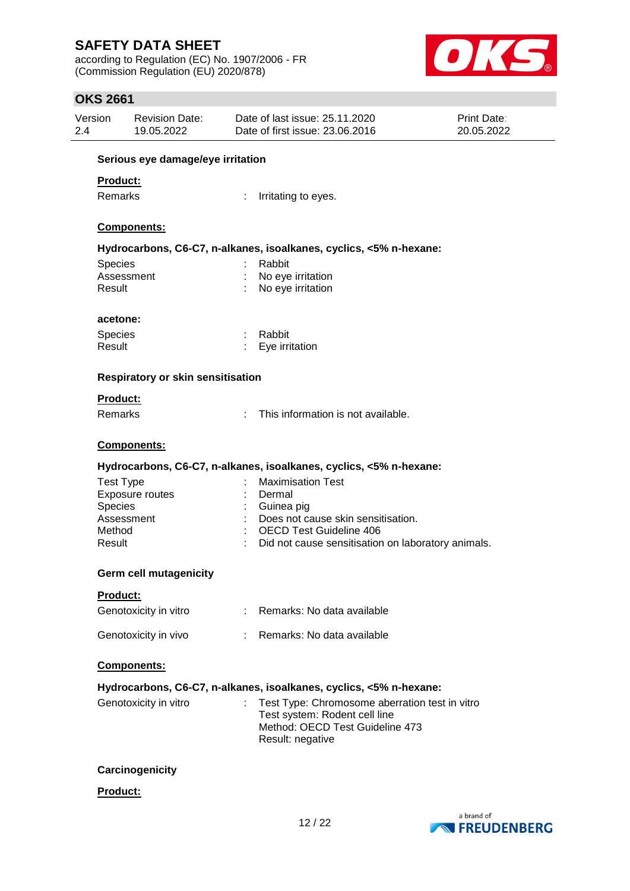**Serious eye damage/eye irritation**

**Product:**

Remarks : Irritating to eyes.

**Components:**

**Hydrocarbons, C6-C7, n-alkanes, isoalkanes, cyclics, <5% n-hexane:**

Species : Rabbit
Assessment : No eye irritation
Result : No eye irritation

**acetone:**

Species : Rabbit
Result : Eye irritation

**Respiratory or skin sensitisation**

**Product:**

Remarks : This information is not available.

**Components:**

**Hydrocarbons, C6-C7, n-alkanes, isoalkanes, cyclics, <5% n-hexane:**

Test Type : Maximisation Test
Exposure routes : Dermal
Species : Guinea pig
Assessment : Does not cause skin sensitisation.
Method : OECD Test Guideline 406
Result : Did not cause sensitisation on laboratory animals.

**Germ cell mutagenicity**

**Product:**

Genotoxicity in vitro : Remarks: No data available

Genotoxicity in vivo : Remarks: No data available

**Components:**

**Hydrocarbons, C6-C7, n-alkanes, isoalkanes, cyclics, <5% n-hexane:**

Genotoxicity in vitro : Test Type: Chromosome aberration test in vitro
Test system: Rodent cell line
Method: OECD Test Guideline 473
Result: negative

**Carcinogenicity**

**Product:**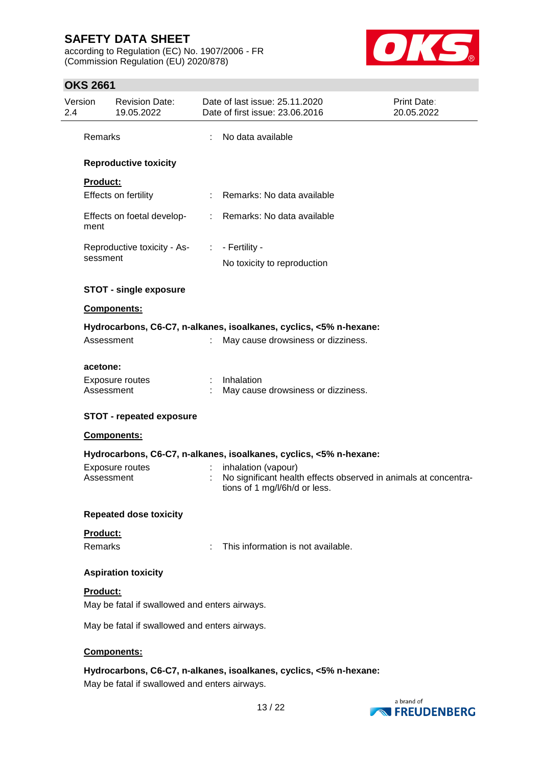Remarks : No data available

**Reproductive toxicity**

**Product:**

Effects on fertility : Remarks: No data available

Effects on foetal development : Remarks: No data available

Reproductive toxicity - Assessment : - Fertility -
No toxicity to reproduction

**STOT - single exposure**

**Components:**

**Hydrocarbons, C6-C7, n-alkanes, isoalkanes, cyclics, <5% n-hexane:**

Assessment : May cause drowsiness or dizziness.

**acetone:**

Exposure routes : Inhalation
Assessment : May cause drowsiness or dizziness.

**STOT - repeated exposure**

**Components:**

**Hydrocarbons, C6-C7, n-alkanes, isoalkanes, cyclics, <5% n-hexane:**

Exposure routes : inhalation (vapour)
Assessment : No significant health effects observed in animals at concentrations of 1 mg/l/6h/d or less.

**Repeated dose toxicity**

**Product:**

Remarks : This information is not available.

**Aspiration toxicity**

**Product:**

May be fatal if swallowed and enters airways.

May be fatal if swallowed and enters airways.

**Components:**

**Hydrocarbons, C6-C7, n-alkanes, isoalkanes, cyclics, <5% n-hexane:**

May be fatal if swallowed and enters airways.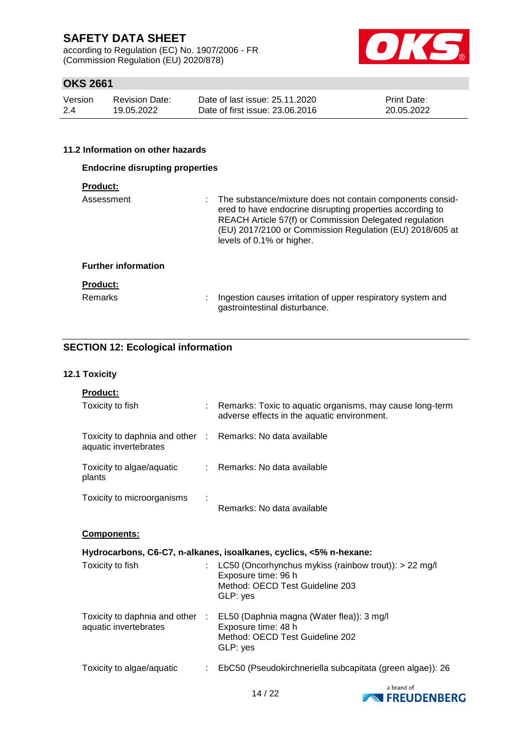### 11.2 Information on other hazards

**Endocrine disrupting properties**

**Product:**

| | | |
|---|---|---|
| Assessment | : | The substance/mixture does not contain components considered to have endocrine disrupting properties according to REACH Article 57(f) or Commission Delegated regulation (EU) 2017/2100 or Commission Regulation (EU) 2018/605 at levels of 0.1% or higher. |

**Further information**

**Product:**

| | | |
|---|---|---|
| Remarks | : | Ingestion causes irritation of upper respiratory system and gastrointestinal disturbance. |

## SECTION 12: Ecological information

### 12.1 Toxicity

**Product:**

| | | |
|---|---|---|
| Toxicity to fish | : | Remarks: Toxic to aquatic organisms, may cause long-term adverse effects in the aquatic environment. |
| Toxicity to daphnia and other aquatic invertebrates | : | Remarks: No data available |
| Toxicity to algae/aquatic plants | : | Remarks: No data available |
| Toxicity to microorganisms | : | Remarks: No data available |

**Components:**

**Hydrocarbons, C6-C7, n-alkanes, isoalkanes, cyclics, <5% n-hexane:**

| | | |
|---|---|---|
| Toxicity to fish | : | LC50 (Oncorhynchus mykiss (rainbow trout)): > 22 mg/l<br>Exposure time: 96 h<br>Method: OECD Test Guideline 203<br>GLP: yes |
| Toxicity to daphnia and other aquatic invertebrates | : | EL50 (Daphnia magna (Water flea)): 3 mg/l<br>Exposure time: 48 h<br>Method: OECD Test Guideline 202<br>GLP: yes |
| Toxicity to algae/aquatic | : | EbC50 (Pseudokirchneriella subcapitata (green algae)): 26 |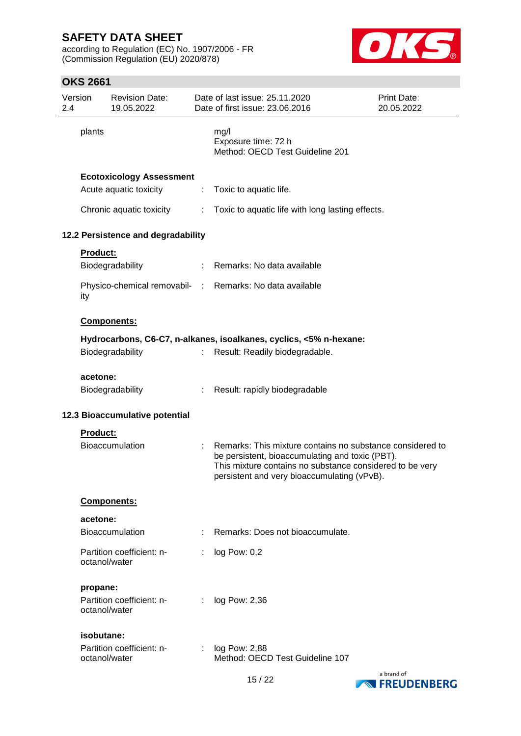| | | |
|---|---|---|
| plants | | mg/l<br>Exposure time: 72 h<br>Method: OECD Test Guideline 201 |

**Ecotoxicology Assessment**

| | | |
|---|---|---|
| Acute aquatic toxicity | : | Toxic to aquatic life. |
| Chronic aquatic toxicity | : | Toxic to aquatic life with long lasting effects. |

## 12.2 Persistence and degradability

**Product:**

| | | |
|---|---|---|
| Biodegradability | : | Remarks: No data available |
| Physico-chemical removability | : | Remarks: No data available |

**Components:**

**Hydrocarbons, C6-C7, n-alkanes, isoalkanes, cyclics, <5% n-hexane:**

| | | |
|---|---|---|
| Biodegradability | : | Result: Readily biodegradable. |

**acetone:**

| | | |
|---|---|---|
| Biodegradability | : | Result: rapidly biodegradable |

## 12.3 Bioaccumulative potential

**Product:**

| | | |
|---|---|---|
| Bioaccumulation | : | Remarks: This mixture contains no substance considered to be persistent, bioaccumulating and toxic (PBT).<br>This mixture contains no substance considered to be very persistent and very bioaccumulating (vPvB). |

**Components:**

**acetone:**

| | | |
|---|---|---|
| Bioaccumulation | : | Remarks: Does not bioaccumulate. |
| Partition coefficient: n-octanol/water | : | log Pow: 0,2 |

**propane:**

| | | |
|---|---|---|
| Partition coefficient: n-octanol/water | : | log Pow: 2,36 |

**isobutane:**

| | | |
|---|---|---|
| Partition coefficient: n-octanol/water | : | log Pow: 2,88<br>Method: OECD Test Guideline 107 |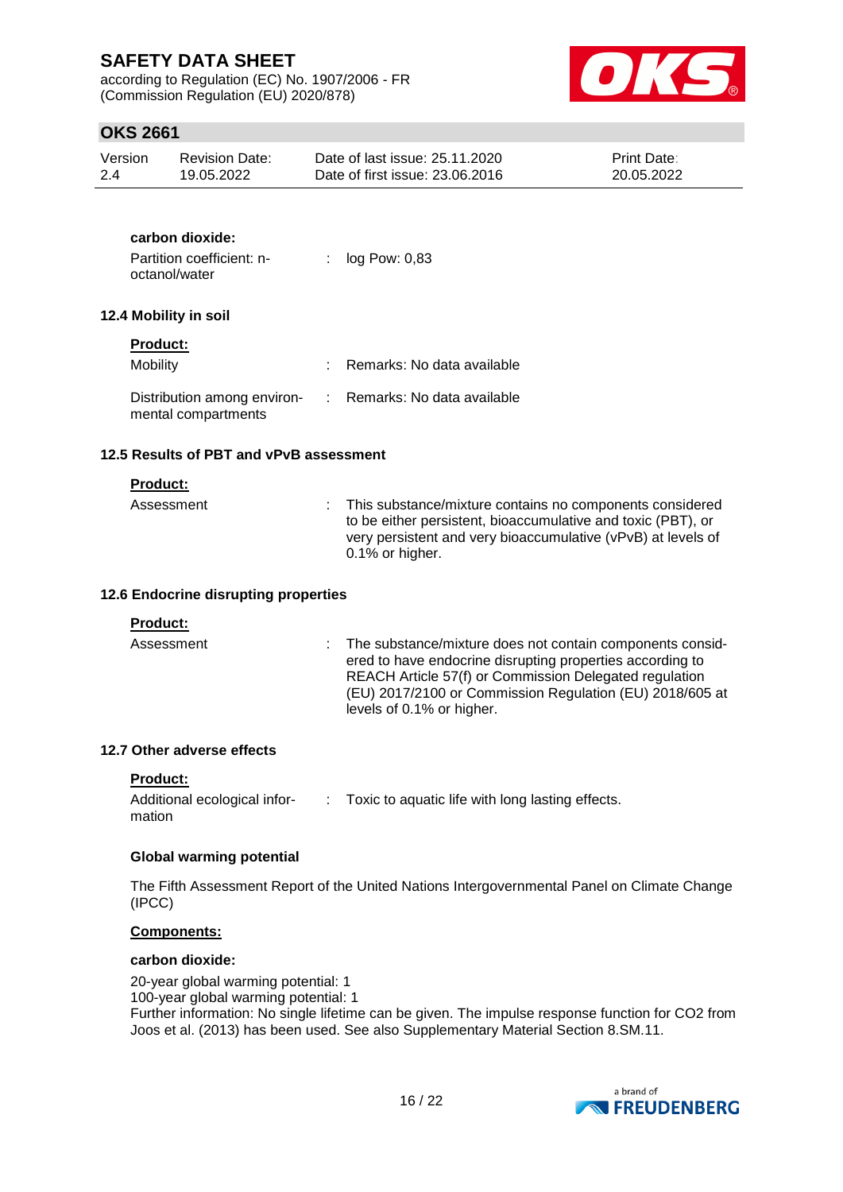**carbon dioxide:**

| | | |
|---|---|---|
| Partition coefficient: n-octanol/water | : | log Pow: 0,83 |

### 12.4 Mobility in soil

**Product:**

| | | |
|---|---|---|
| Mobility | : | Remarks: No data available |
| Distribution among environmental compartments | : | Remarks: No data available |

### 12.5 Results of PBT and vPvB assessment

**Product:**

| | | |
|---|---|---|
| Assessment | : | This substance/mixture contains no components considered to be either persistent, bioaccumulative and toxic (PBT), or very persistent and very bioaccumulative (vPvB) at levels of 0.1% or higher. |

### 12.6 Endocrine disrupting properties

**Product:**

| | | |
|---|---|---|
| Assessment | : | The substance/mixture does not contain components considered to have endocrine disrupting properties according to REACH Article 57(f) or Commission Delegated regulation (EU) 2017/2100 or Commission Regulation (EU) 2018/605 at levels of 0.1% or higher. |

### 12.7 Other adverse effects

**Product:**

| | | |
|---|---|---|
| Additional ecological information | : | Toxic to aquatic life with long lasting effects. |

**Global warming potential**

The Fifth Assessment Report of the United Nations Intergovernmental Panel on Climate Change (IPCC)

**Components:**

**carbon dioxide:**

20-year global warming potential: 1
100-year global warming potential: 1
Further information: No single lifetime can be given. The impulse response function for CO2 from Joos et al. (2013) has been used. See also Supplementary Material Section 8.SM.11.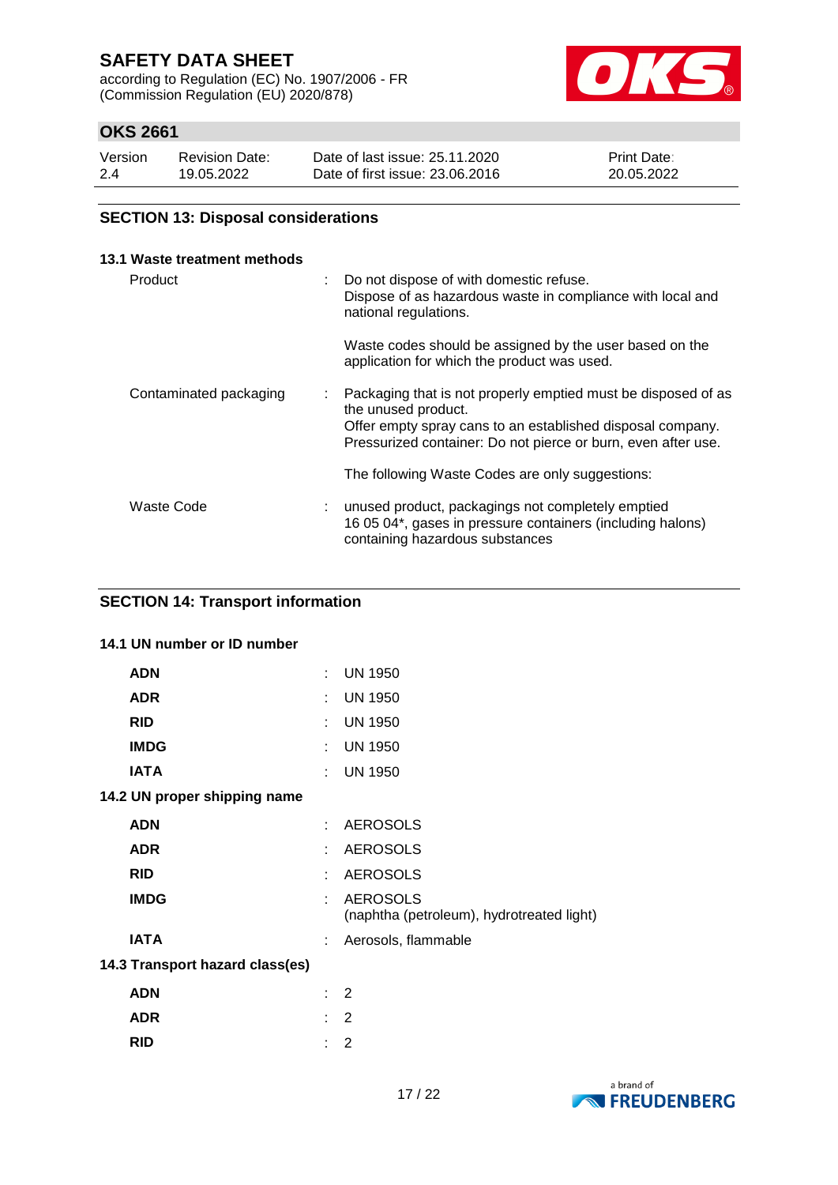## SECTION 13: Disposal considerations

### 13.1 Waste treatment methods

| | | |
|---|---|---|
| Product | : | Do not dispose of with domestic refuse.<br>Dispose of as hazardous waste in compliance with local and national regulations.<br><br>Waste codes should be assigned by the user based on the application for which the product was used. |
| Contaminated packaging | : | Packaging that is not properly emptied must be disposed of as the unused product.<br>Offer empty spray cans to an established disposal company.<br>Pressurized container: Do not pierce or burn, even after use.<br><br>The following Waste Codes are only suggestions: |
| Waste Code | : | unused product, packagings not completely emptied<br>16 05 04*, gases in pressure containers (including halons) containing hazardous substances |

## SECTION 14: Transport information

### 14.1 UN number or ID number

| | | |
|---|---|---|
| **ADN** | : | UN 1950 |
| **ADR** | : | UN 1950 |
| **RID** | : | UN 1950 |
| **IMDG** | : | UN 1950 |
| **IATA** | : | UN 1950 |

### 14.2 UN proper shipping name

| | | |
|---|---|---|
| **ADN** | : | AEROSOLS |
| **ADR** | : | AEROSOLS |
| **RID** | : | AEROSOLS |
| **IMDG** | : | AEROSOLS<br>(naphtha (petroleum), hydrotreated light) |
| **IATA** | : | Aerosols, flammable |

### 14.3 Transport hazard class(es)

| | | |
|---|---|---|
| **ADN** | : | 2 |
| **ADR** | : | 2 |
| **RID** | : | 2 |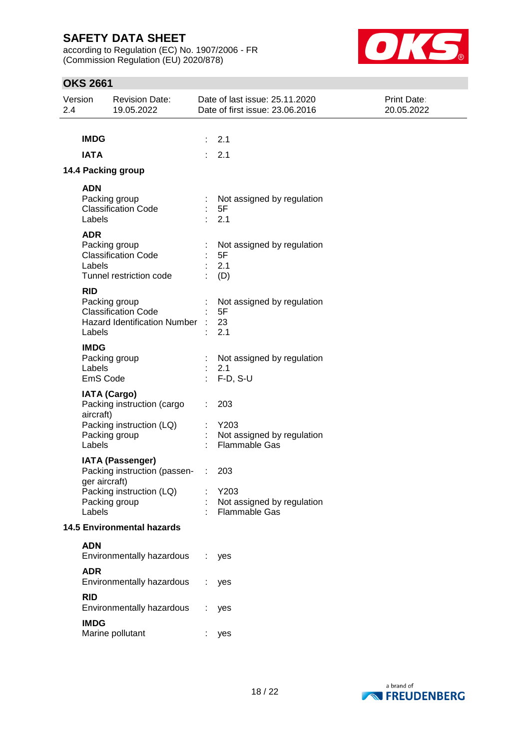| | | |
|---|---|---|
| **IMDG** | : | 2.1 |
| **IATA** | : | 2.1 |

**14.4 Packing group**

**ADN**

| | | |
|---|---|---|
| Packing group | : | Not assigned by regulation |
| Classification Code | : | 5F |
| Labels | : | 2.1 |

**ADR**

| | | |
|---|---|---|
| Packing group | : | Not assigned by regulation |
| Classification Code | : | 5F |
| Labels | : | 2.1 |
| Tunnel restriction code | : | (D) |

**RID**

| | | |
|---|---|---|
| Packing group | : | Not assigned by regulation |
| Classification Code | : | 5F |
| Hazard Identification Number | : | 23 |
| Labels | : | 2.1 |

**IMDG**

| | | |
|---|---|---|
| Packing group | : | Not assigned by regulation |
| Labels | : | 2.1 |
| EmS Code | : | F-D, S-U |

**IATA (Cargo)**

| | | |
|---|---|---|
| Packing instruction (cargo aircraft) | : | 203 |
| Packing instruction (LQ) | : | Y203 |
| Packing group | : | Not assigned by regulation |
| Labels | : | Flammable Gas |

**IATA (Passenger)**

| | | |
|---|---|---|
| Packing instruction (passenger aircraft) | : | 203 |
| Packing instruction (LQ) | : | Y203 |
| Packing group | : | Not assigned by regulation |
| Labels | : | Flammable Gas |

**14.5 Environmental hazards**

**ADN**

| | | |
|---|---|---|
| Environmentally hazardous | : | yes |

**ADR**

| | | |
|---|---|---|
| Environmentally hazardous | : | yes |

**RID**

| | | |
|---|---|---|
| Environmentally hazardous | : | yes |

**IMDG**

| | | |
|---|---|---|
| Marine pollutant | : | yes |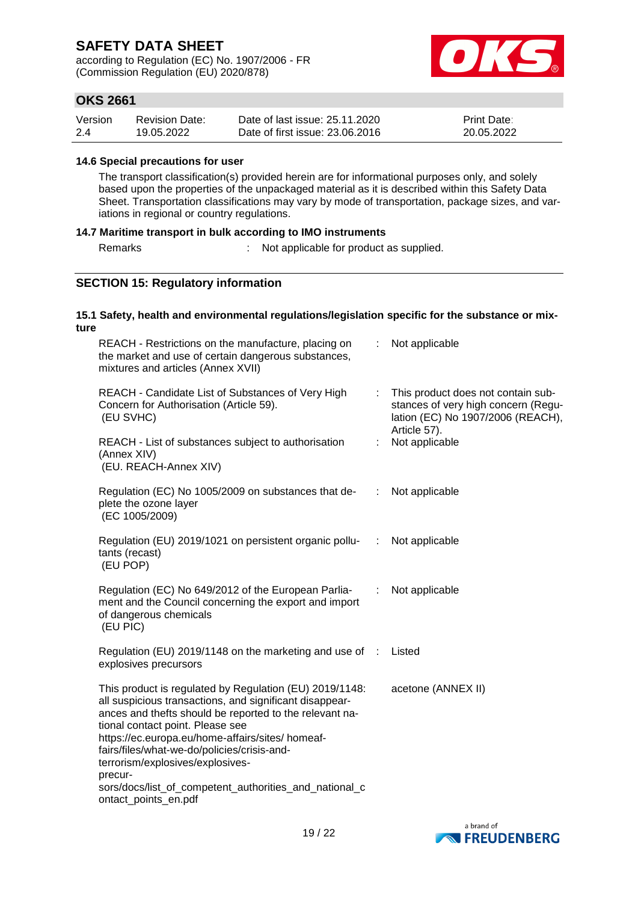#### 14.6 Special precautions for user

The transport classification(s) provided herein are for informational purposes only, and solely based upon the properties of the unpackaged material as it is described within this Safety Data Sheet. Transportation classifications may vary by mode of transportation, package sizes, and variations in regional or country regulations.

#### 14.7 Maritime transport in bulk according to IMO instruments

| | | |
|---|---|---|
| Remarks | : | Not applicable for product as supplied. |

## SECTION 15: Regulatory information

#### 15.1 Safety, health and environmental regulations/legislation specific for the substance or mixture

| | | |
|---|---|---|
| REACH - Restrictions on the manufacture, placing on the market and use of certain dangerous substances, mixtures and articles (Annex XVII) | : | Not applicable |
| REACH - Candidate List of Substances of Very High Concern for Authorisation (Article 59). (EU SVHC) | : | This product does not contain substances of very high concern (Regulation (EC) No 1907/2006 (REACH), Article 57). |
| REACH - List of substances subject to authorisation (Annex XIV) (EU. REACH-Annex XIV) | : | Not applicable |
| Regulation (EC) No 1005/2009 on substances that deplete the ozone layer (EC 1005/2009) | : | Not applicable |
| Regulation (EU) 2019/1021 on persistent organic pollutants (recast) (EU POP) | : | Not applicable |
| Regulation (EC) No 649/2012 of the European Parliament and the Council concerning the export and import of dangerous chemicals (EU PIC) | : | Not applicable |
| Regulation (EU) 2019/1148 on the marketing and use of explosives precursors | : | Listed |
| This product is regulated by Regulation (EU) 2019/1148: all suspicious transactions, and significant disappearances and thefts should be reported to the relevant national contact point. Please see https://ec.europa.eu/home-affairs/sites/ homeaffairs/files/what-we-do/policies/crisis-and-terrorism/explosives/explosives-precursors/docs/list_of_competent_authorities_and_national_contact_points_en.pdf | | acetone (ANNEX II) |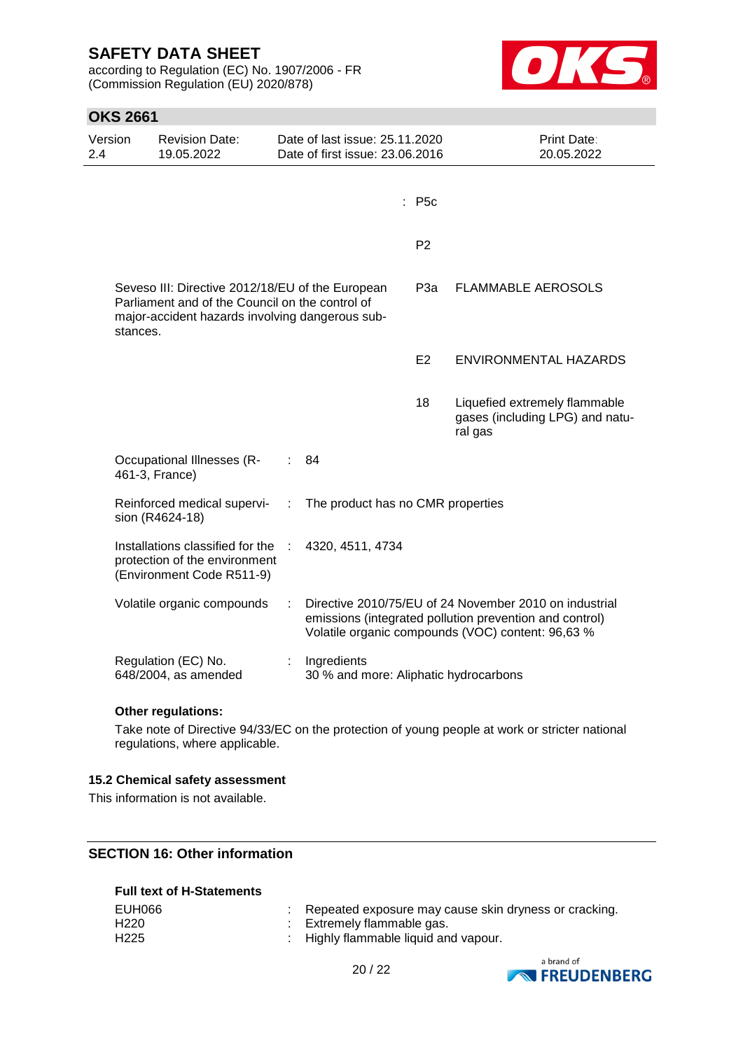| | | | |
|---|---|---|---|
| | : | P5c | |
| | | P2 | |
| Seveso III: Directive 2012/18/EU of the European Parliament and of the Council on the control of major-accident hazards involving dangerous substances. | | P3a | FLAMMABLE AEROSOLS |
| | | E2 | ENVIRONMENTAL HAZARDS |
| | | 18 | Liquefied extremely flammable gases (including LPG) and natural gas |

| | | |
|---|---|---|
| Occupational Illnesses (R-461-3, France) | : | 84 |
| Reinforced medical supervision (R4624-18) | : | The product has no CMR properties |
| Installations classified for the protection of the environment (Environment Code R511-9) | : | 4320, 4511, 4734 |
| Volatile organic compounds | : | Directive 2010/75/EU of 24 November 2010 on industrial emissions (integrated pollution prevention and control) Volatile organic compounds (VOC) content: 96,63 % |
| Regulation (EC) No. 648/2004, as amended | : | Ingredients<br>30 % and more: Aliphatic hydrocarbons |

**Other regulations:**

Take note of Directive 94/33/EC on the protection of young people at work or stricter national regulations, where applicable.

### 15.2 Chemical safety assessment

This information is not available.

## SECTION 16: Other information

**Full text of H-Statements**

| | | |
|---|---|---|
| EUH066 | : | Repeated exposure may cause skin dryness or cracking. |
| H220 | : | Extremely flammable gas. |
| H225 | : | Highly flammable liquid and vapour. |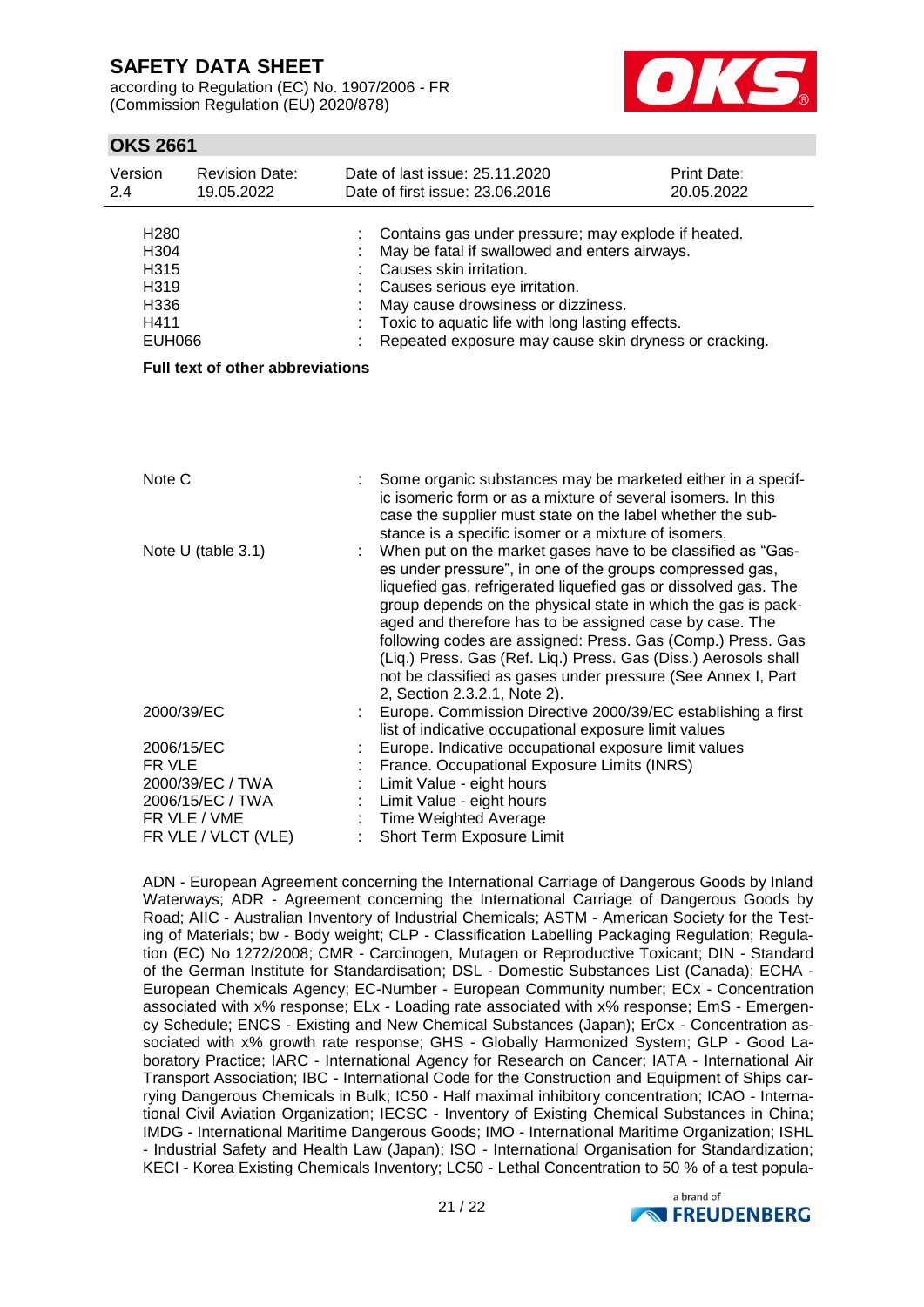| | | |
|---|---|---|
| H280 | : | Contains gas under pressure; may explode if heated. |
| H304 | : | May be fatal if swallowed and enters airways. |
| H315 | : | Causes skin irritation. |
| H319 | : | Causes serious eye irritation. |
| H336 | : | May cause drowsiness or dizziness. |
| H411 | : | Toxic to aquatic life with long lasting effects. |
| EUH066 | : | Repeated exposure may cause skin dryness or cracking. |

**Full text of other abbreviations**

| | | |
|---|---|---|
| Note C | : | Some organic substances may be marketed either in a specific isomeric form or as a mixture of several isomers. In this case the supplier must state on the label whether the substance is a specific isomer or a mixture of isomers. |
| Note U (table 3.1) | : | When put on the market gases have to be classified as "Gases under pressure", in one of the groups compressed gas, liquefied gas, refrigerated liquefied gas or dissolved gas. The group depends on the physical state in which the gas is packaged and therefore has to be assigned case by case. The following codes are assigned: Press. Gas (Comp.) Press. Gas (Liq.) Press. Gas (Ref. Liq.) Press. Gas (Diss.) Aerosols shall not be classified as gases under pressure (See Annex I, Part 2, Section 2.3.2.1, Note 2). |
| 2000/39/EC | : | Europe. Commission Directive 2000/39/EC establishing a first list of indicative occupational exposure limit values |
| 2006/15/EC | : | Europe. Indicative occupational exposure limit values |
| FR VLE | : | France. Occupational Exposure Limits (INRS) |
| 2000/39/EC / TWA | : | Limit Value - eight hours |
| 2006/15/EC / TWA | : | Limit Value - eight hours |
| FR VLE / VME | : | Time Weighted Average |
| FR VLE / VLCT (VLE) | : | Short Term Exposure Limit |

ADN - European Agreement concerning the International Carriage of Dangerous Goods by Inland Waterways; ADR - Agreement concerning the International Carriage of Dangerous Goods by Road; AIIC - Australian Inventory of Industrial Chemicals; ASTM - American Society for the Testing of Materials; bw - Body weight; CLP - Classification Labelling Packaging Regulation; Regulation (EC) No 1272/2008; CMR - Carcinogen, Mutagen or Reproductive Toxicant; DIN - Standard of the German Institute for Standardisation; DSL - Domestic Substances List (Canada); ECHA - European Chemicals Agency; EC-Number - European Community number; ECx - Concentration associated with x% response; ELx - Loading rate associated with x% response; EmS - Emergency Schedule; ENCS - Existing and New Chemical Substances (Japan); ErCx - Concentration associated with x% growth rate response; GHS - Globally Harmonized System; GLP - Good Laboratory Practice; IARC - International Agency for Research on Cancer; IATA - International Air Transport Association; IBC - International Code for the Construction and Equipment of Ships carrying Dangerous Chemicals in Bulk; IC50 - Half maximal inhibitory concentration; ICAO - International Civil Aviation Organization; IECSC - Inventory of Existing Chemical Substances in China; IMDG - International Maritime Dangerous Goods; IMO - International Maritime Organization; ISHL - Industrial Safety and Health Law (Japan); ISO - International Organisation for Standardization; KECI - Korea Existing Chemicals Inventory; LC50 - Lethal Concentration to 50 % of a test popula-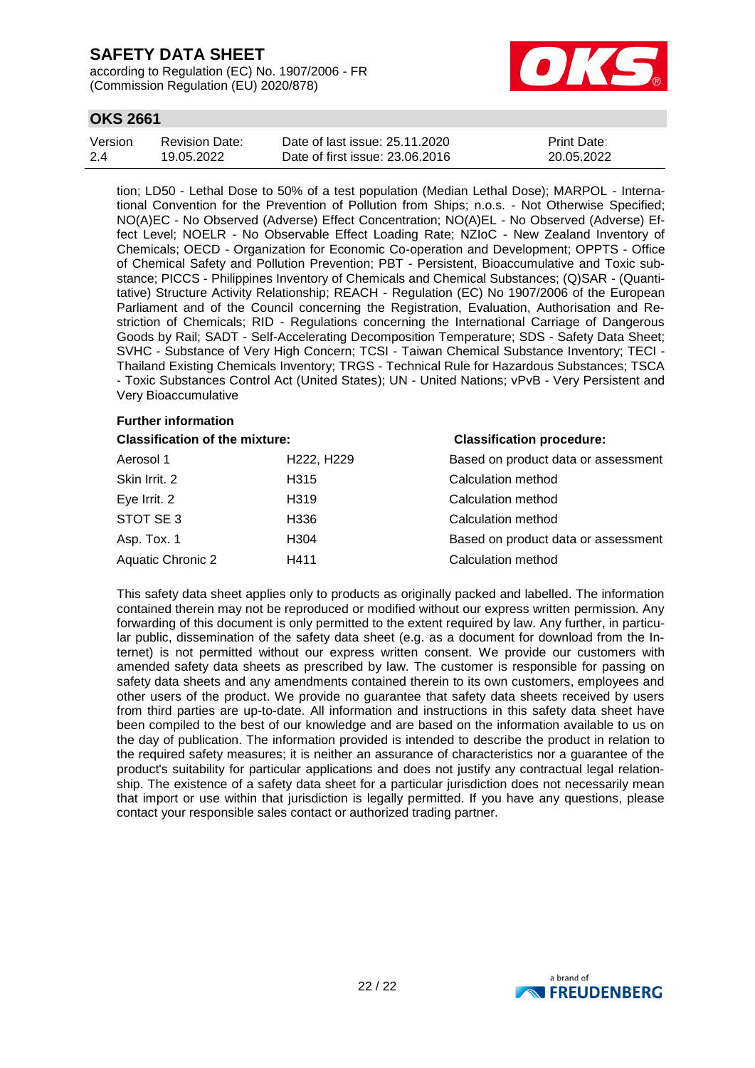tion; LD50 - Lethal Dose to 50% of a test population (Median Lethal Dose); MARPOL - International Convention for the Prevention of Pollution from Ships; n.o.s. - Not Otherwise Specified; NO(A)EC - No Observed (Adverse) Effect Concentration; NO(A)EL - No Observed (Adverse) Effect Level; NOELR - No Observable Effect Loading Rate; NZIoC - New Zealand Inventory of Chemicals; OECD - Organization for Economic Co-operation and Development; OPPTS - Office of Chemical Safety and Pollution Prevention; PBT - Persistent, Bioaccumulative and Toxic substance; PICCS - Philippines Inventory of Chemicals and Chemical Substances; (Q)SAR - (Quantitative) Structure Activity Relationship; REACH - Regulation (EC) No 1907/2006 of the European Parliament and of the Council concerning the Registration, Evaluation, Authorisation and Restriction of Chemicals; RID - Regulations concerning the International Carriage of Dangerous Goods by Rail; SADT - Self-Accelerating Decomposition Temperature; SDS - Safety Data Sheet; SVHC - Substance of Very High Concern; TCSI - Taiwan Chemical Substance Inventory; TECI - Thailand Existing Chemicals Inventory; TRGS - Technical Rule for Hazardous Substances; TSCA - Toxic Substances Control Act (United States); UN - United Nations; vPvB - Very Persistent and Very Bioaccumulative

**Further information**

| Classification of the mixture: | | Classification procedure: |
|---|---|---|
| Aerosol 1 | H222, H229 | Based on product data or assessment |
| Skin Irrit. 2 | H315 | Calculation method |
| Eye Irrit. 2 | H319 | Calculation method |
| STOT SE 3 | H336 | Calculation method |
| Asp. Tox. 1 | H304 | Based on product data or assessment |
| Aquatic Chronic 2 | H411 | Calculation method |

This safety data sheet applies only to products as originally packed and labelled. The information contained therein may not be reproduced or modified without our express written permission. Any forwarding of this document is only permitted to the extent required by law. Any further, in particular public, dissemination of the safety data sheet (e.g. as a document for download from the Internet) is not permitted without our express written consent. We provide our customers with amended safety data sheets as prescribed by law. The customer is responsible for passing on safety data sheets and any amendments contained therein to its own customers, employees and other users of the product. We provide no guarantee that safety data sheets received by users from third parties are up-to-date. All information and instructions in this safety data sheet have been compiled to the best of our knowledge and are based on the information available to us on the day of publication. The information provided is intended to describe the product in relation to the required safety measures; it is neither an assurance of characteristics nor a guarantee of the product's suitability for particular applications and does not justify any contractual legal relationship. The existence of a safety data sheet for a particular jurisdiction does not necessarily mean that import or use within that jurisdiction is legally permitted. If you have any questions, please contact your responsible sales contact or authorized trading partner.